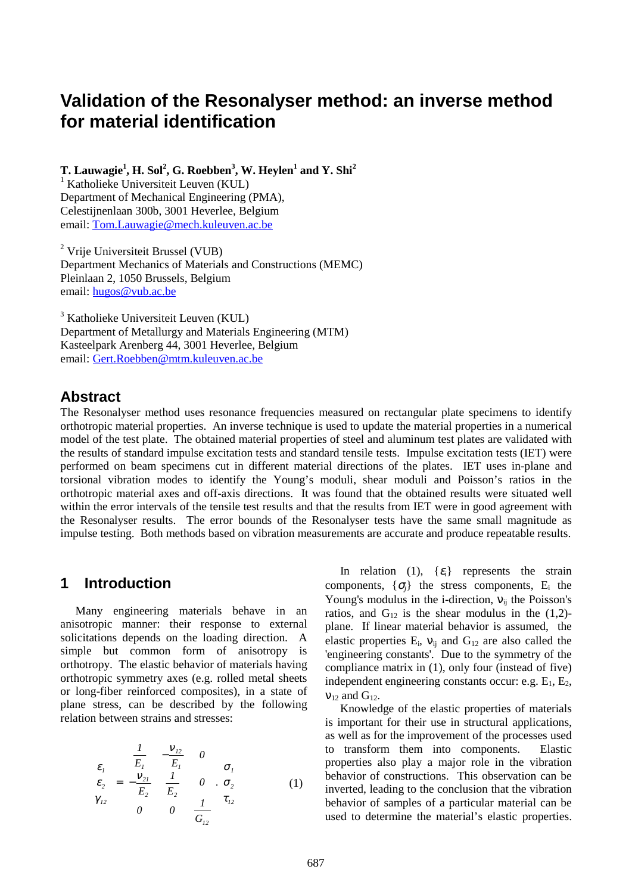# Validation of the Resonalyser method: an inverse method for material identification

**T. Lauwagie[1], H. Sol[2], G. Roebben[3], W. Heylen[1] and Y. Shi[2]**

[1] Katholieke Universiteit Leuven (KUL)
Department of Mechanical Engineering (PMA),
Celestijnenlaan 300b, 3001 Heverlee, Belgium
email: Tom.Lauwagie@mech.kuleuven.ac.be

[2] Vrije Universiteit Brussel (VUB)
Department Mechanics of Materials and Constructions (MEMC)
Pleinlaan 2, 1050 Brussels, Belgium
email: hugos@vub.ac.be

[3] Katholieke Universiteit Leuven (KUL)
Department of Metallurgy and Materials Engineering (MTM)
Kasteelpark Arenberg 44, 3001 Heverlee, Belgium
email: Gert.Roebben@mtm.kuleuven.ac.be

## Abstract

The Resonalyser method uses resonance frequencies measured on rectangular plate specimens to identify orthotropic material properties. An inverse technique is used to update the material properties in a numerical model of the test plate. The obtained material properties of steel and aluminum test plates are validated with the results of standard impulse excitation tests and standard tensile tests. Impulse excitation tests (IET) were performed on beam specimens cut in different material directions of the plates. IET uses in-plane and torsional vibration modes to identify the Young's moduli, shear moduli and Poisson's ratios in the orthotropic material axes and off-axis directions. It was found that the obtained results were situated well within the error intervals of the tensile test results and that the results from IET were in good agreement with the Resonalyser results. The error bounds of the Resonalyser tests have the same small magnitude as impulse testing. Both methods based on vibration measurements are accurate and produce repeatable results.

## 1 Introduction

Many engineering materials behave in an anisotropic manner: their response to external solicitations depends on the loading direction. A simple but common form of anisotropy is orthotropy. The elastic behavior of materials having orthotropic symmetry axes (e.g. rolled metal sheets or long-fiber reinforced composites), in a state of plane stress, can be described by the following relation between strains and stresses:

$$\begin{Bmatrix} \varepsilon_1 \\ \varepsilon_2 \\ \gamma_{12} \end{Bmatrix} = \begin{bmatrix} \frac{1}{E_1} & -\frac{\nu_{12}}{E_1} & 0 \\ -\frac{\nu_{21}}{E_2} & \frac{1}{E_2} & 0 \\ 0 & 0 & \frac{1}{G_{12}} \end{bmatrix} \cdot \begin{Bmatrix} \sigma_1 \\ \sigma_2 \\ \tau_{12} \end{Bmatrix} \tag{1}$$

In relation (1), $\{\varepsilon_i\}$ represents the strain components, $\{\sigma_j\}$ the stress components, $E_i$ the Young's modulus in the i-direction, $\nu_{ij}$ the Poisson's ratios, and $G_{12}$ is the shear modulus in the (1,2)-plane. If linear material behavior is assumed, the elastic properties $E_i$, $\nu_{ij}$ and $G_{12}$ are also called the 'engineering constants'. Due to the symmetry of the compliance matrix in (1), only four (instead of five) independent engineering constants occur: e.g. $E_1$, $E_2$, $\nu_{12}$ and $G_{12}$.

Knowledge of the elastic properties of materials is important for their use in structural applications, as well as for the improvement of the processes used to transform them into components. Elastic properties also play a major role in the vibration behavior of constructions. This observation can be inverted, leading to the conclusion that the vibration behavior of samples of a particular material can be used to determine the material's elastic properties.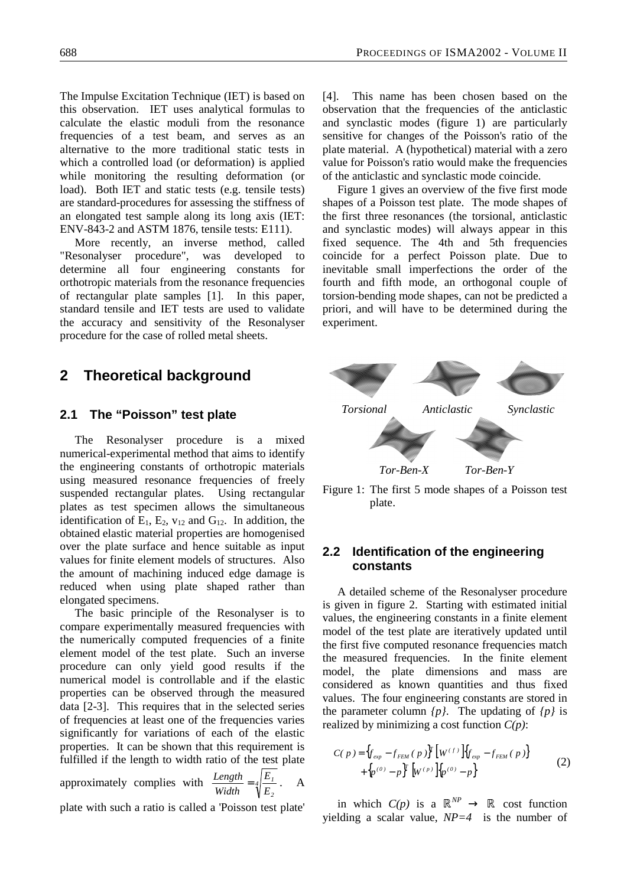The Impulse Excitation Technique (IET) is based on this observation. IET uses analytical formulas to calculate the elastic moduli from the resonance frequencies of a test beam, and serves as an alternative to the more traditional static tests in which a controlled load (or deformation) is applied while monitoring the resulting deformation (or load). Both IET and static tests (e.g. tensile tests) are standard-procedures for assessing the stiffness of an elongated test sample along its long axis (IET: ENV-843-2 and ASTM 1876, tensile tests: E111).

More recently, an inverse method, called "Resonalyser procedure", was developed to determine all four engineering constants for orthotropic materials from the resonance frequencies of rectangular plate samples [1]. In this paper, standard tensile and IET tests are used to validate the accuracy and sensitivity of the Resonalyser procedure for the case of rolled metal sheets.

## 2 Theoretical background

### 2.1 The "Poisson" test plate

The Resonalyser procedure is a mixed numerical-experimental method that aims to identify the engineering constants of orthotropic materials using measured resonance frequencies of freely suspended rectangular plates. Using rectangular plates as test specimen allows the simultaneous identification of $E_1$, $E_2$, $\nu_{12}$ and $G_{12}$. In addition, the obtained elastic material properties are homogenised over the plate surface and hence suitable as input values for finite element models of structures. Also the amount of machining induced edge damage is reduced when using plate shaped rather than elongated specimens.

The basic principle of the Resonalyser is to compare experimentally measured frequencies with the numerically computed frequencies of a finite element model of the test plate. Such an inverse procedure can only yield good results if the numerical model is controllable and if the elastic properties can be observed through the measured data [2-3]. This requires that in the selected series of frequencies at least one of the frequencies varies significantly for variations of each of the elastic properties. It can be shown that this requirement is fulfilled if the length to width ratio of the test plate approximately complies with $\frac{Length}{Width} = \sqrt[4]{\frac{E_1}{E_2}}$. A plate with such a ratio is called a 'Poisson test plate' [4]. This name has been chosen based on the observation that the frequencies of the anticlastic and synclastic modes (figure 1) are particularly sensitive for changes of the Poisson's ratio of the plate material. A (hypothetical) material with a zero value for Poisson's ratio would make the frequencies of the anticlastic and synclastic mode coincide.

Figure 1 gives an overview of the five first mode shapes of a Poisson test plate. The mode shapes of the first three resonances (the torsional, anticlastic and synclastic modes) will always appear in this fixed sequence. The 4th and 5th frequencies coincide for a perfect Poisson plate. Due to inevitable small imperfections the order of the fourth and fifth mode, an orthogonal couple of torsion-bending mode shapes, can not be predicted a priori, and will have to be determined during the experiment.

*Torsional* *Anticlastic* *Synclastic*

*Tor-Ben-X* *Tor-Ben-Y*

Figure 1: The first 5 mode shapes of a Poisson test plate.

### 2.2 Identification of the engineering constants

A detailed scheme of the Resonalyser procedure is given in figure 2. Starting with estimated initial values, the engineering constants in a finite element model of the test plate are iteratively updated until the first five computed resonance frequencies match the measured frequencies. In the finite element model, the plate dimensions and mass are considered as known quantities and thus fixed values. The four engineering constants are stored in the parameter column *{p}*. The updating of *{p}* is realized by minimizing a cost function *C(p)*:

$$C(p) = \{f_{exp} - f_{FEM}(p)\}^T \left[W^{(f)}\right]\{f_{exp} - f_{FEM}(p)\} + \{p^{(0)} - p\}^T \left[W^{(p)}\right]\{p^{(0)} - p\} \tag{2}$$

in which $C(p)$ is a $\mathbb{R}^{NP} \rightarrow \mathbb{R}$ cost function yielding a scalar value, $NP=4$ is the number of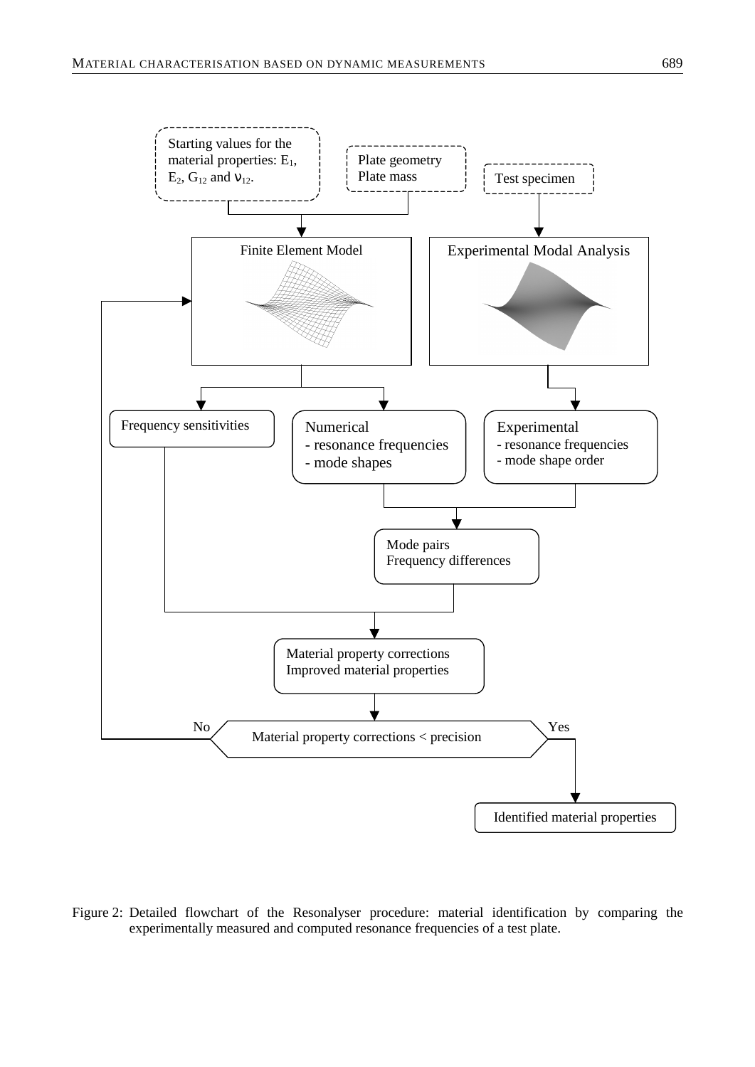Starting values for the material properties: $E_1$, $E_2$, $G_{12}$ and $\nu_{12}$.

Plate geometry
Plate mass

Test specimen

Finite Element Model

Experimental Modal Analysis

Frequency sensitivities

Numerical
- resonance frequencies
- mode shapes

Experimental
- resonance frequencies
- mode shape order

Mode pairs
Frequency differences

Material property corrections
Improved material properties

No — Material property corrections < precision — Yes

Identified material properties

Figure 2: Detailed flowchart of the Resonalyser procedure: material identification by comparing the experimentally measured and computed resonance frequencies of a test plate.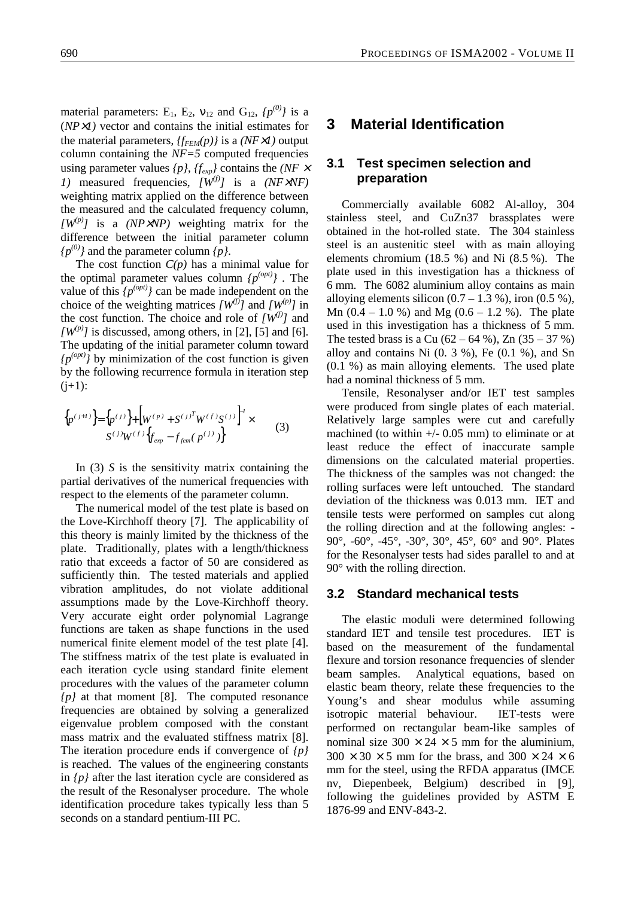material parameters: $E_1$, $E_2$, $\nu_{12}$ and $G_{12}$, $\{p^{(0)}\}$ is a $(NP\times 1)$ vector and contains the initial estimates for the material parameters, $\{f_{FEM}(p)\}$ is a $(NF\times 1)$ output column containing the $NF=5$ computed frequencies using parameter values $\{p\}$, $\{f_{exp}\}$ contains the $(NF \times 1)$ measured frequencies, $[W^{(f)}]$ is a $(NF\times NF)$ weighting matrix applied on the difference between the measured and the calculated frequency column, $[W^{(p)}]$ is a $(NP\times NP)$ weighting matrix for the difference between the initial parameter column $\{p^{(0)}\}$ and the parameter column $\{p\}$.

The cost function $C(p)$ has a minimal value for the optimal parameter values column $\{p^{(opt)}\}$. The value of this $\{p^{(opt)}\}$ can be made independent on the choice of the weighting matrices $[W^{(f)}]$ and $[W^{(p)}]$ in the cost function. The choice and role of $[W^{(f)}]$ and $[W^{(p)}]$ is discussed, among others, in [2], [5] and [6]. The updating of the initial parameter column toward $\{p^{(opt)}\}$ by minimization of the cost function is given by the following recurrence formula in iteration step (j+1):

$$\left\{p^{(j+1)}\right\}=\left\{p^{(j)}\right\}+\left[W^{(p)}+S^{(j)T}W^{(f)}S^{(j)}\right]^{-1}\times S^{(j)}W^{(f)}\left\{f_{exp}-f_{fem}(p^{(j)})\right\} \tag{3}$$

In (3) $S$ is the sensitivity matrix containing the partial derivatives of the numerical frequencies with respect to the elements of the parameter column.

The numerical model of the test plate is based on the Love-Kirchhoff theory [7]. The applicability of this theory is mainly limited by the thickness of the plate. Traditionally, plates with a length/thickness ratio that exceeds a factor of 50 are considered as sufficiently thin. The tested materials and applied vibration amplitudes, do not violate additional assumptions made by the Love-Kirchhoff theory. Very accurate eight order polynomial Lagrange functions are taken as shape functions in the used numerical finite element model of the test plate [4]. The stiffness matrix of the test plate is evaluated in each iteration cycle using standard finite element procedures with the values of the parameter column $\{p\}$ at that moment [8]. The computed resonance frequencies are obtained by solving a generalized eigenvalue problem composed with the constant mass matrix and the evaluated stiffness matrix [8]. The iteration procedure ends if convergence of $\{p\}$ is reached. The values of the engineering constants in $\{p\}$ after the last iteration cycle are considered as the result of the Resonalyser procedure. The whole identification procedure takes typically less than 5 seconds on a standard pentium-III PC.

# 3 Material Identification

## 3.1 Test specimen selection and preparation

Commercially available 6082 Al-alloy, 304 stainless steel, and CuZn37 brassplates were obtained in the hot-rolled state. The 304 stainless steel is an austenitic steel with as main alloying elements chromium (18.5 %) and Ni (8.5 %). The plate used in this investigation has a thickness of 6 mm. The 6082 aluminium alloy contains as main alloying elements silicon (0.7 – 1.3 %), iron (0.5 %), Mn (0.4 – 1.0 %) and Mg (0.6 – 1.2 %). The plate used in this investigation has a thickness of 5 mm. The tested brass is a Cu (62 – 64 %), Zn (35 – 37 %) alloy and contains Ni (0. 3 %), Fe (0.1 %), and Sn (0.1 %) as main alloying elements. The used plate had a nominal thickness of 5 mm.

Tensile, Resonalyser and/or IET test samples were produced from single plates of each material. Relatively large samples were cut and carefully machined (to within +/- 0.05 mm) to eliminate or at least reduce the effect of inaccurate sample dimensions on the calculated material properties. The thickness of the samples was not changed: the rolling surfaces were left untouched. The standard deviation of the thickness was 0.013 mm. IET and tensile tests were performed on samples cut along the rolling direction and at the following angles: -90°, -60°, -45°, -30°, 30°, 45°, 60° and 90°. Plates for the Resonalyser tests had sides parallel to and at 90° with the rolling direction.

## 3.2 Standard mechanical tests

The elastic moduli were determined following standard IET and tensile test procedures. IET is based on the measurement of the fundamental flexure and torsion resonance frequencies of slender beam samples. Analytical equations, based on elastic beam theory, relate these frequencies to the Young's and shear modulus while assuming isotropic material behaviour. IET-tests were performed on rectangular beam-like samples of nominal size $300 \times 24 \times 5$ mm for the aluminium, $300 \times 30 \times 5$ mm for the brass, and $300 \times 24 \times 6$ mm for the steel, using the RFDA apparatus (IMCE nv, Diepenbeek, Belgium) described in [9], following the guidelines provided by ASTM E 1876-99 and ENV-843-2.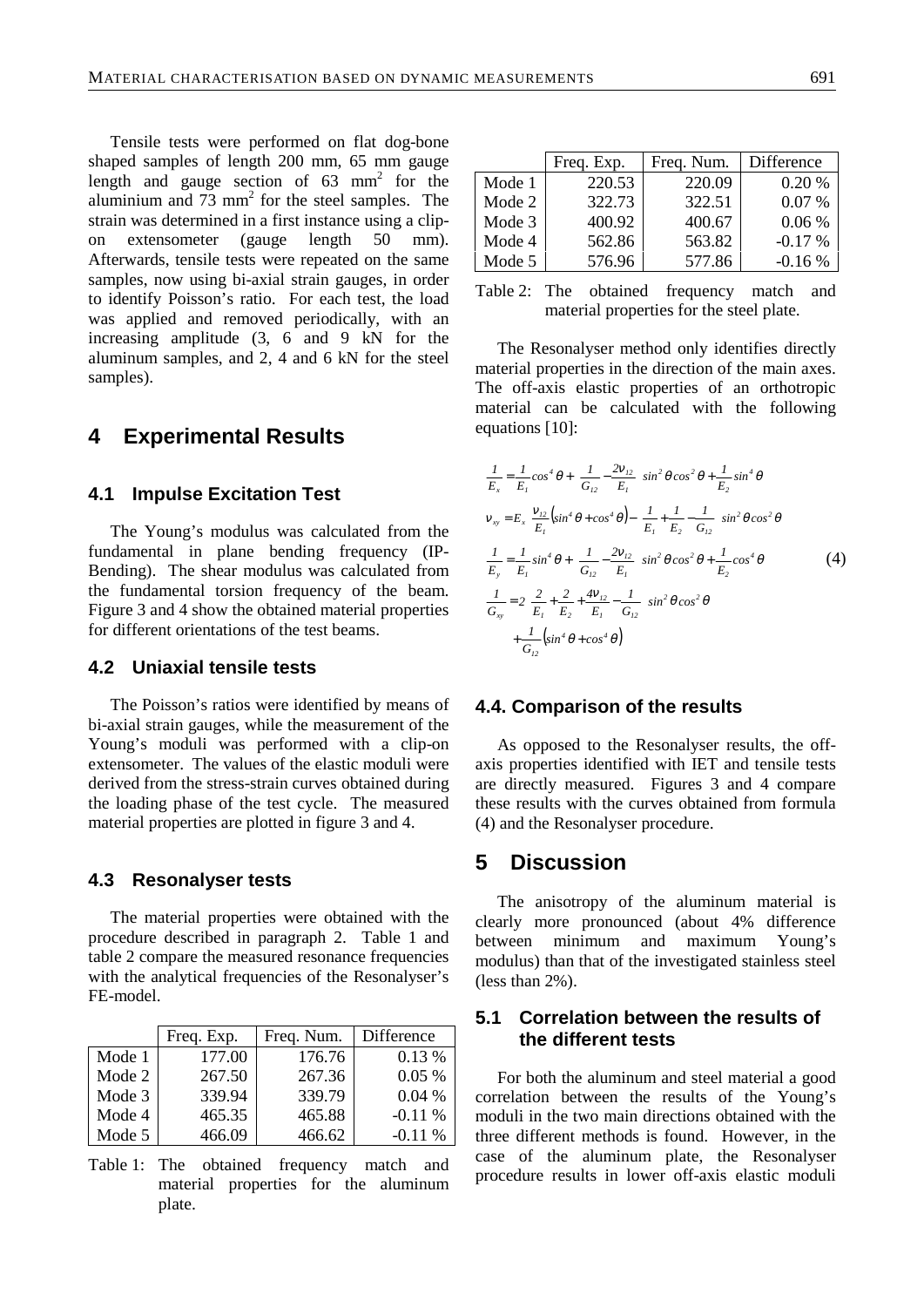Tensile tests were performed on flat dog-bone shaped samples of length 200 mm, 65 mm gauge length and gauge section of 63 mm$^2$ for the aluminium and 73 mm$^2$ for the steel samples. The strain was determined in a first instance using a clip-on extensometer (gauge length 50 mm). Afterwards, tensile tests were repeated on the same samples, now using bi-axial strain gauges, in order to identify Poisson's ratio. For each test, the load was applied and removed periodically, with an increasing amplitude (3, 6 and 9 kN for the aluminum samples, and 2, 4 and 6 kN for the steel samples).

# 4 Experimental Results

## 4.1 Impulse Excitation Test

The Young's modulus was calculated from the fundamental in plane bending frequency (IP-Bending). The shear modulus was calculated from the fundamental torsion frequency of the beam. Figure 3 and 4 show the obtained material properties for different orientations of the test beams.

## 4.2 Uniaxial tensile tests

The Poisson's ratios were identified by means of bi-axial strain gauges, while the measurement of the Young's moduli was performed with a clip-on extensometer. The values of the elastic moduli were derived from the stress-strain curves obtained during the loading phase of the test cycle. The measured material properties are plotted in figure 3 and 4.

## 4.3 Resonalyser tests

The material properties were obtained with the procedure described in paragraph 2. Table 1 and table 2 compare the measured resonance frequencies with the analytical frequencies of the Resonalyser's FE-model.

| | Freq. Exp. | Freq. Num. | Difference |
|---|---|---|---|
| Mode 1 | 177.00 | 176.76 | 0.13 % |
| Mode 2 | 267.50 | 267.36 | 0.05 % |
| Mode 3 | 339.94 | 339.79 | 0.04 % |
| Mode 4 | 465.35 | 465.88 | -0.11 % |
| Mode 5 | 466.09 | 466.62 | -0.11 % |

Table 1: The obtained frequency match and material properties for the aluminum plate.

| | Freq. Exp. | Freq. Num. | Difference |
|---|---|---|---|
| Mode 1 | 220.53 | 220.09 | 0.20 % |
| Mode 2 | 322.73 | 322.51 | 0.07 % |
| Mode 3 | 400.92 | 400.67 | 0.06 % |
| Mode 4 | 562.86 | 563.82 | -0.17 % |
| Mode 5 | 576.96 | 577.86 | -0.16 % |

Table 2: The obtained frequency match and material properties for the steel plate.

The Resonalyser method only identifies directly material properties in the direction of the main axes. The off-axis elastic properties of an orthotropic material can be calculated with the following equations [10]:

$$
\begin{aligned}
\frac{1}{E_x} &= \frac{1}{E_1}\cos^4\theta + \left(\frac{1}{G_{12}} - \frac{2\nu_{12}}{E_1}\right)\sin^2\theta\cos^2\theta + \frac{1}{E_2}\sin^4\theta \\
\nu_{xy} &= E_x\left[\frac{\nu_{12}}{E_1}\left(\sin^4\theta + \cos^4\theta\right) - \left(\frac{1}{E_1} + \frac{1}{E_2} - \frac{1}{G_{12}}\right)\sin^2\theta\cos^2\theta\right] \\
\frac{1}{E_y} &= \frac{1}{E_1}\sin^4\theta + \left(\frac{1}{G_{12}} - \frac{2\nu_{12}}{E_1}\right)\sin^2\theta\cos^2\theta + \frac{1}{E_2}\cos^4\theta \\
\frac{1}{G_{xy}} &= 2\left(\frac{2}{E_1} + \frac{2}{E_2} + \frac{4\nu_{12}}{E_1} - \frac{1}{G_{12}}\right)\sin^2\theta\cos^2\theta \\
&\quad + \frac{1}{G_{12}}\left(\sin^4\theta + \cos^4\theta\right)
\end{aligned}
\tag{4}
$$

## 4.4. Comparison of the results

As opposed to the Resonalyser results, the off-axis properties identified with IET and tensile tests are directly measured. Figures 3 and 4 compare these results with the curves obtained from formula (4) and the Resonalyser procedure.

# 5 Discussion

The anisotropy of the aluminum material is clearly more pronounced (about 4% difference between minimum and maximum Young's modulus) than that of the investigated stainless steel (less than 2%).

## 5.1 Correlation between the results of the different tests

For both the aluminum and steel material a good correlation between the results of the Young's moduli in the two main directions obtained with the three different methods is found. However, in the case of the aluminum plate, the Resonalyser procedure results in lower off-axis elastic moduli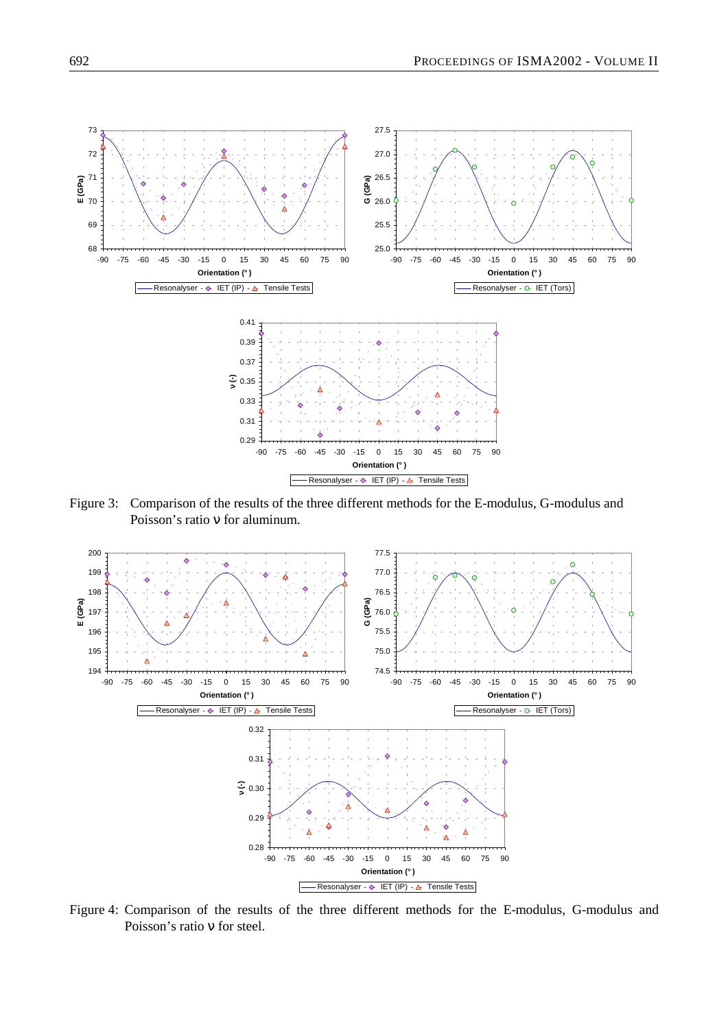Figure 3: Comparison of the results of the three different methods for the E-modulus, G-modulus and Poisson's ratio ν for aluminum.

Figure 4: Comparison of the results of the three different methods for the E-modulus, G-modulus and Poisson's ratio ν for steel.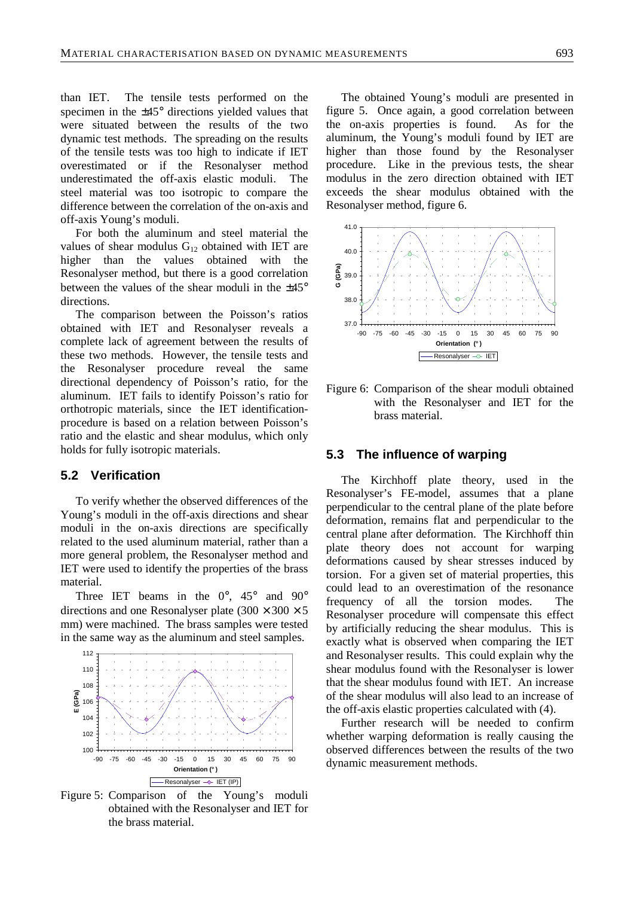than IET. The tensile tests performed on the specimen in the ±45° directions yielded values that were situated between the results of the two dynamic test methods. The spreading on the results of the tensile tests was too high to indicate if IET overestimated or if the Resonalyser method underestimated the off-axis elastic moduli. The steel material was too isotropic to compare the difference between the correlation of the on-axis and off-axis Young's moduli.

For both the aluminum and steel material the values of shear modulus $G_{12}$ obtained with IET are higher than the values obtained with the Resonalyser method, but there is a good correlation between the values of the shear moduli in the ±45° directions.

The comparison between the Poisson's ratios obtained with IET and Resonalyser reveals a complete lack of agreement between the results of these two methods. However, the tensile tests and the Resonalyser procedure reveal the same directional dependency of Poisson's ratio, for the aluminum. IET fails to identify Poisson's ratio for orthotropic materials, since the IET identification-procedure is based on a relation between Poisson's ratio and the elastic and shear modulus, which only holds for fully isotropic materials.

## 5.2 Verification

To verify whether the observed differences of the Young's moduli in the off-axis directions and shear moduli in the on-axis directions are specifically related to the used aluminum material, rather than a more general problem, the Resonalyser method and IET were used to identify the properties of the brass material.

Three IET beams in the 0°, 45° and 90° directions and one Resonalyser plate (300 × 300 × 5 mm) were machined. The brass samples were tested in the same way as the aluminum and steel samples.

Figure 5: Comparison of the Young's moduli obtained with the Resonalyser and IET for the brass material.

The obtained Young's moduli are presented in figure 5. Once again, a good correlation between the on-axis properties is found. As for the aluminum, the Young's moduli found by IET are higher than those found by the Resonalyser procedure. Like in the previous tests, the shear modulus in the zero direction obtained with IET exceeds the shear modulus obtained with the Resonalyser method, figure 6.

Figure 6: Comparison of the shear moduli obtained with the Resonalyser and IET for the brass material.

## 5.3 The influence of warping

The Kirchhoff plate theory, used in the Resonalyser's FE-model, assumes that a plane perpendicular to the central plane of the plate before deformation, remains flat and perpendicular to the central plane after deformation. The Kirchhoff thin plate theory does not account for warping deformations caused by shear stresses induced by torsion. For a given set of material properties, this could lead to an overestimation of the resonance frequency of all the torsion modes. The Resonalyser procedure will compensate this effect by artificially reducing the shear modulus. This is exactly what is observed when comparing the IET and Resonalyser results. This could explain why the shear modulus found with the Resonalyser is lower that the shear modulus found with IET. An increase of the shear modulus will also lead to an increase of the off-axis elastic properties calculated with (4).

Further research will be needed to confirm whether warping deformation is really causing the observed differences between the results of the two dynamic measurement methods.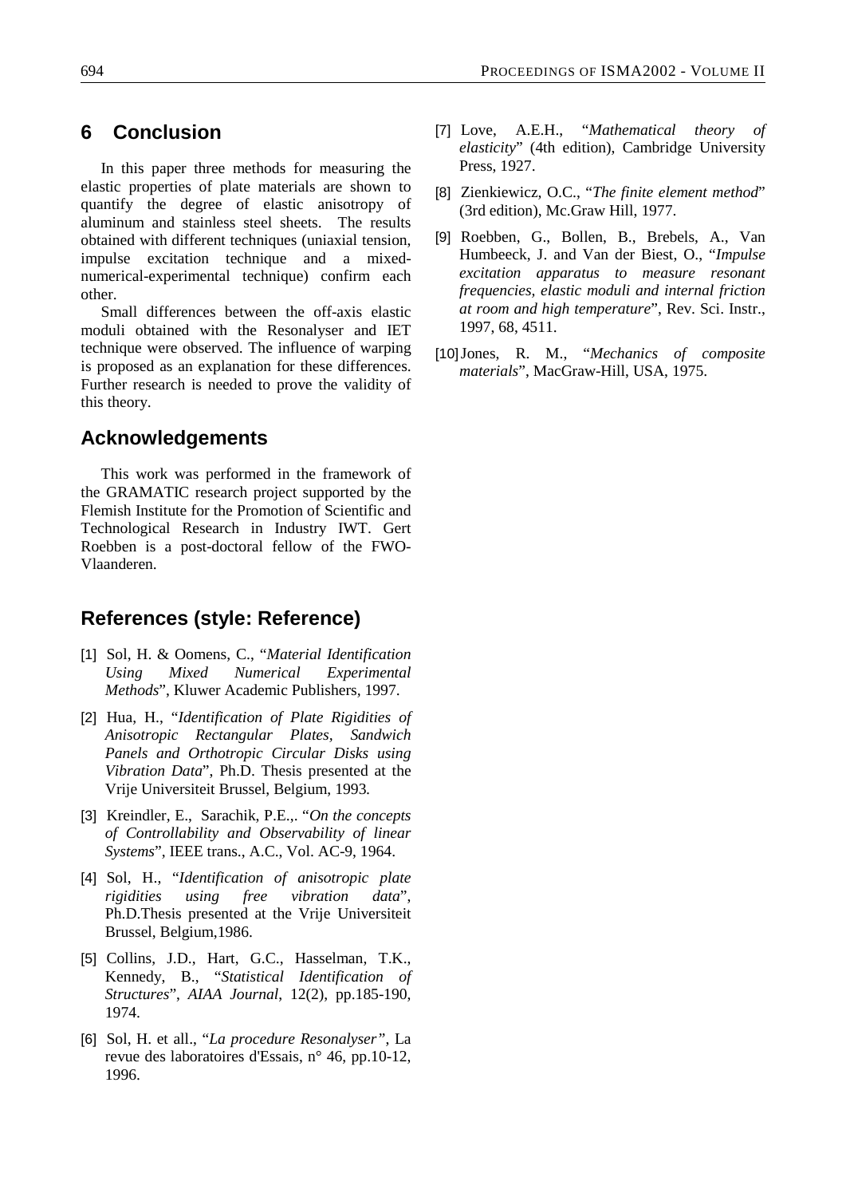## 6 Conclusion

In this paper three methods for measuring the elastic properties of plate materials are shown to quantify the degree of elastic anisotropy of aluminum and stainless steel sheets. The results obtained with different techniques (uniaxial tension, impulse excitation technique and a mixed-numerical-experimental technique) confirm each other.

Small differences between the off-axis elastic moduli obtained with the Resonalyser and IET technique were observed. The influence of warping is proposed as an explanation for these differences. Further research is needed to prove the validity of this theory.

## Acknowledgements

This work was performed in the framework of the GRAMATIC research project supported by the Flemish Institute for the Promotion of Scientific and Technological Research in Industry IWT. Gert Roebben is a post-doctoral fellow of the FWO-Vlaanderen.

## References (style: Reference)

[1] Sol, H. & Oomens, C., "*Material Identification Using Mixed Numerical Experimental Methods*", Kluwer Academic Publishers, 1997.

[2] Hua, H., "*Identification of Plate Rigidities of Anisotropic Rectangular Plates, Sandwich Panels and Orthotropic Circular Disks using Vibration Data*", Ph.D. Thesis presented at the Vrije Universiteit Brussel, Belgium, 1993.

[3] Kreindler, E., Sarachik, P.E.,. "*On the concepts of Controllability and Observability of linear Systems*", IEEE trans., A.C., Vol. AC-9, 1964.

[4] Sol, H., "*Identification of anisotropic plate rigidities using free vibration data*", Ph.D.Thesis presented at the Vrije Universiteit Brussel, Belgium,1986.

[5] Collins, J.D., Hart, G.C., Hasselman, T.K., Kennedy, B., "*Statistical Identification of Structures*", *AIAA Journal*, 12(2), pp.185-190, 1974.

[6] Sol, H. et all., "*La procedure Resonalyser"*, La revue des laboratoires d'Essais, n° 46, pp.10-12, 1996.

[7] Love, A.E.H., "*Mathematical theory of elasticity*" (4th edition), Cambridge University Press, 1927.

[8] Zienkiewicz, O.C., "*The finite element method*" (3rd edition), Mc.Graw Hill, 1977.

[9] Roebben, G., Bollen, B., Brebels, A., Van Humbeeck, J. and Van der Biest, O., "*Impulse excitation apparatus to measure resonant frequencies, elastic moduli and internal friction at room and high temperature*", Rev. Sci. Instr., 1997, 68, 4511.

[10] Jones, R. M., "*Mechanics of composite materials*", MacGraw-Hill, USA, 1975.